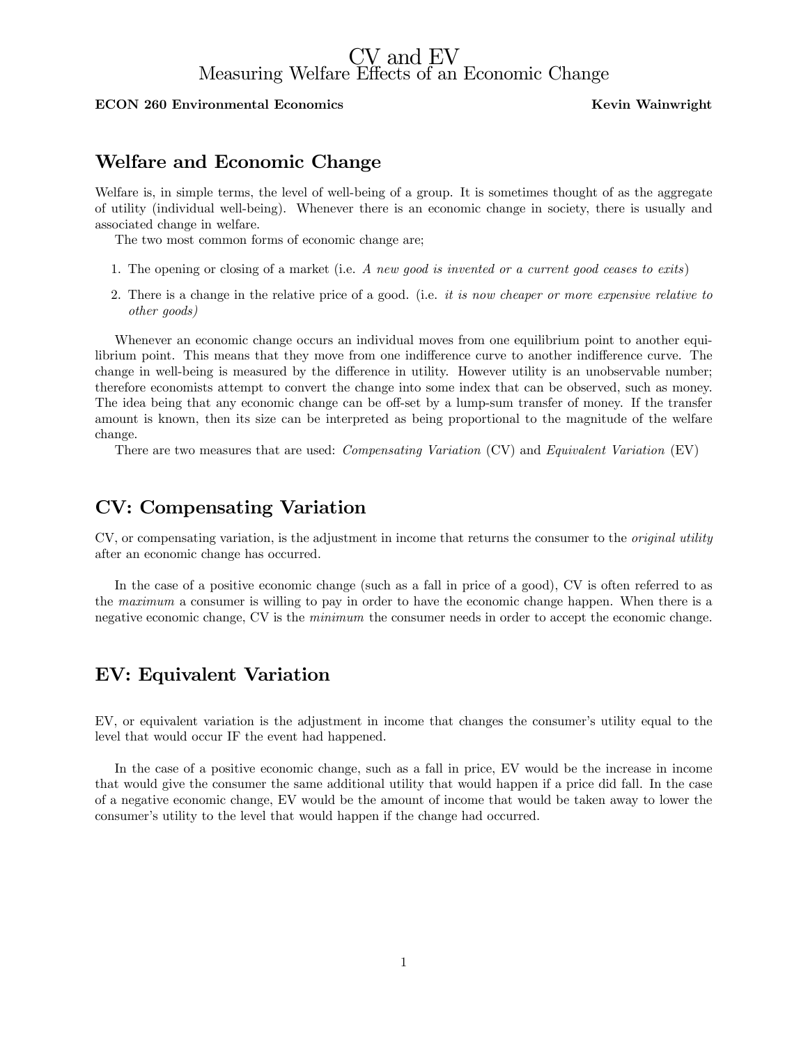# CV and EV
## Measuring Welfare Effects of an Economic Change

**ECON 260 Environmental Economics** **Kevin Wainwright**

## Welfare and Economic Change

Welfare is, in simple terms, the level of well-being of a group. It is sometimes thought of as the aggregate of utility (individual well-being). Whenever there is an economic change in society, there is usually and associated change in welfare.

The two most common forms of economic change are;

1. The opening or closing of a market (i.e. *A new good is invented or a current good ceases to exits*)
2. There is a change in the relative price of a good. (i.e. *it is now cheaper or more expensive relative to other goods)*

Whenever an economic change occurs an individual moves from one equilibrium point to another equilibrium point. This means that they move from one indifference curve to another indifference curve. The change in well-being is measured by the difference in utility. However utility is an unobservable number; therefore economists attempt to convert the change into some index that can be observed, such as money. The idea being that any economic change can be off-set by a lump-sum transfer of money. If the transfer amount is known, then its size can be interpreted as being proportional to the magnitude of the welfare change.

There are two measures that are used: *Compensating Variation* (CV) and *Equivalent Variation* (EV)

## CV: Compensating Variation

CV, or compensating variation, is the adjustment in income that returns the consumer to the *original utility* after an economic change has occurred.

In the case of a positive economic change (such as a fall in price of a good), CV is often referred to as the *maximum* a consumer is willing to pay in order to have the economic change happen. When there is a negative economic change, CV is the *minimum* the consumer needs in order to accept the economic change.

## EV: Equivalent Variation

EV, or equivalent variation is the adjustment in income that changes the consumer's utility equal to the level that would occur IF the event had happened.

In the case of a positive economic change, such as a fall in price, EV would be the increase in income that would give the consumer the same additional utility that would happen if a price did fall. In the case of a negative economic change, EV would be the amount of income that would be taken away to lower the consumer's utility to the level that would happen if the change had occurred.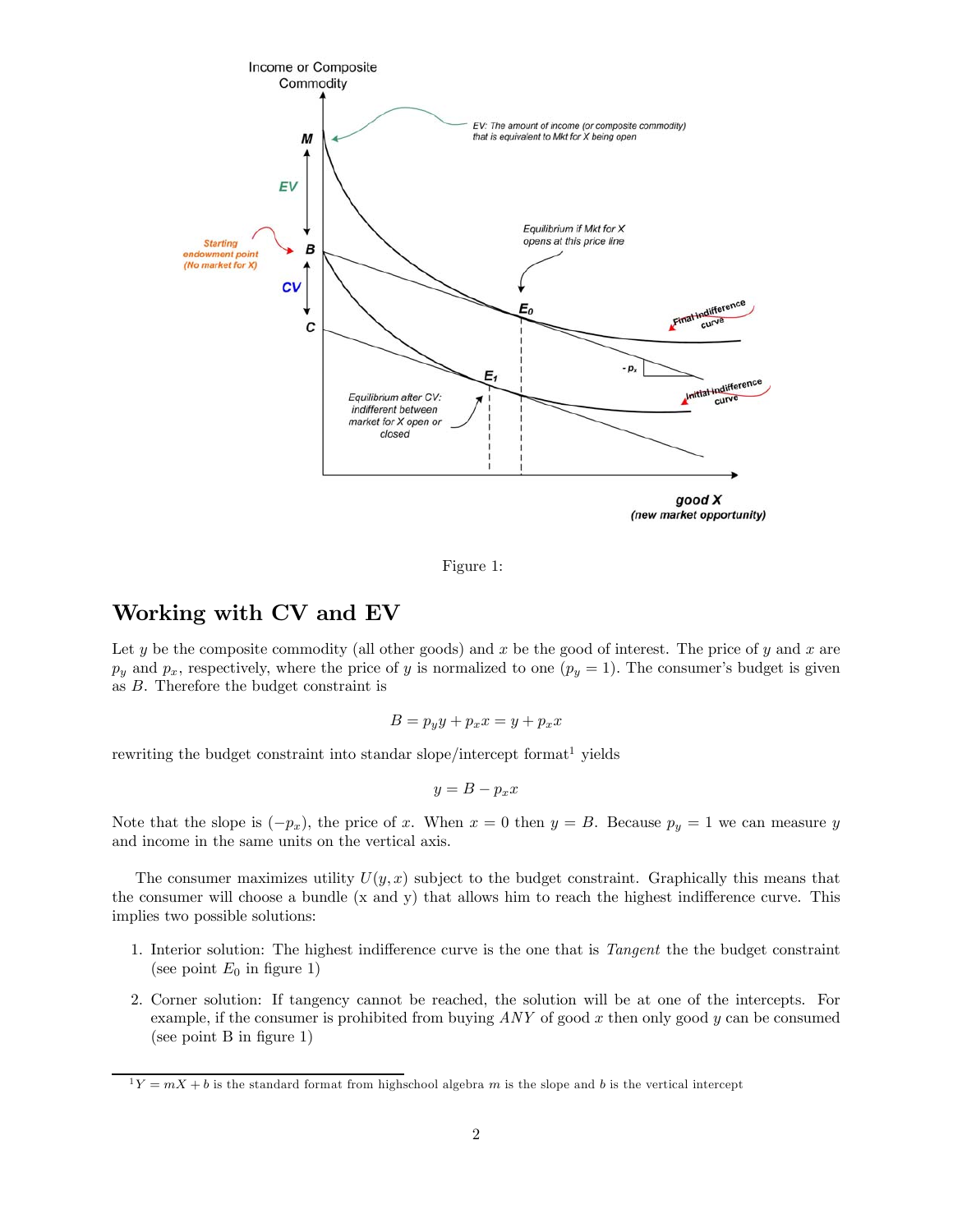Figure 1:

## Working with CV and EV

Let $y$ be the composite commodity (all other goods) and $x$ be the good of interest. The price of $y$ and $x$ are $p_y$ and $p_x$, respectively, where the price of $y$ is normalized to one ($p_y = 1$). The consumer's budget is given as $B$. Therefore the budget constraint is

$$B = p_y y + p_x x = y + p_x x$$

rewriting the budget constraint into standar slope/intercept format[1] yields

$$y = B - p_x x$$

Note that the slope is $(-p_x)$, the price of $x$. When $x = 0$ then $y = B$. Because $p_y = 1$ we can measure $y$ and income in the same units on the vertical axis.

The consumer maximizes utility $U(y, x)$ subject to the budget constraint. Graphically this means that the consumer will choose a bundle (x and y) that allows him to reach the highest indifference curve. This implies two possible solutions:

1. Interior solution: The highest indifference curve is the one that is *Tangent* the the budget constraint (see point $E_0$ in figure 1)
2. Corner solution: If tangency cannot be reached, the solution will be at one of the intercepts. For example, if the consumer is prohibited from buying *ANY* of good $x$ then only good $y$ can be consumed (see point B in figure 1)

[1] $Y = mX + b$ is the standard format from highschool algebra $m$ is the slope and $b$ is the vertical intercept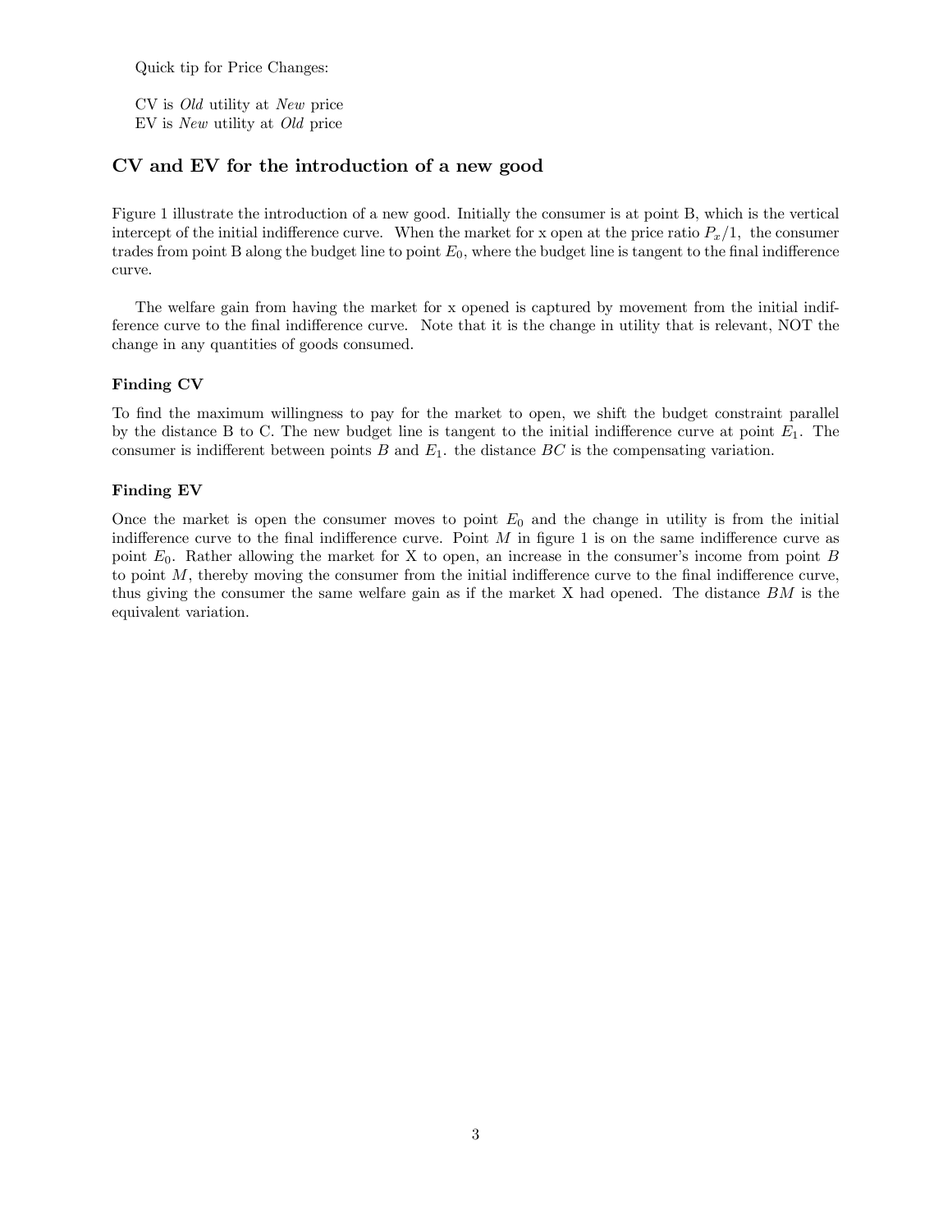Quick tip for Price Changes:

CV is *Old* utility at *New* price
EV is *New* utility at *Old* price

## CV and EV for the introduction of a new good

Figure 1 illustrate the introduction of a new good. Initially the consumer is at point B, which is the vertical intercept of the initial indifference curve. When the market for x open at the price ratio $P_x/1$, the consumer trades from point B along the budget line to point $E_0$, where the budget line is tangent to the final indifference curve.

The welfare gain from having the market for x opened is captured by movement from the initial indifference curve to the final indifference curve. Note that it is the change in utility that is relevant, NOT the change in any quantities of goods consumed.

### Finding CV

To find the maximum willingness to pay for the market to open, we shift the budget constraint parallel by the distance B to C. The new budget line is tangent to the initial indifference curve at point $E_1$. The consumer is indifferent between points $B$ and $E_1$. the distance $BC$ is the compensating variation.

### Finding EV

Once the market is open the consumer moves to point $E_0$ and the change in utility is from the initial indifference curve to the final indifference curve. Point $M$ in figure 1 is on the same indifference curve as point $E_0$. Rather allowing the market for X to open, an increase in the consumer's income from point $B$ to point $M$, thereby moving the consumer from the initial indifference curve to the final indifference curve, thus giving the consumer the same welfare gain as if the market X had opened. The distance $BM$ is the equivalent variation.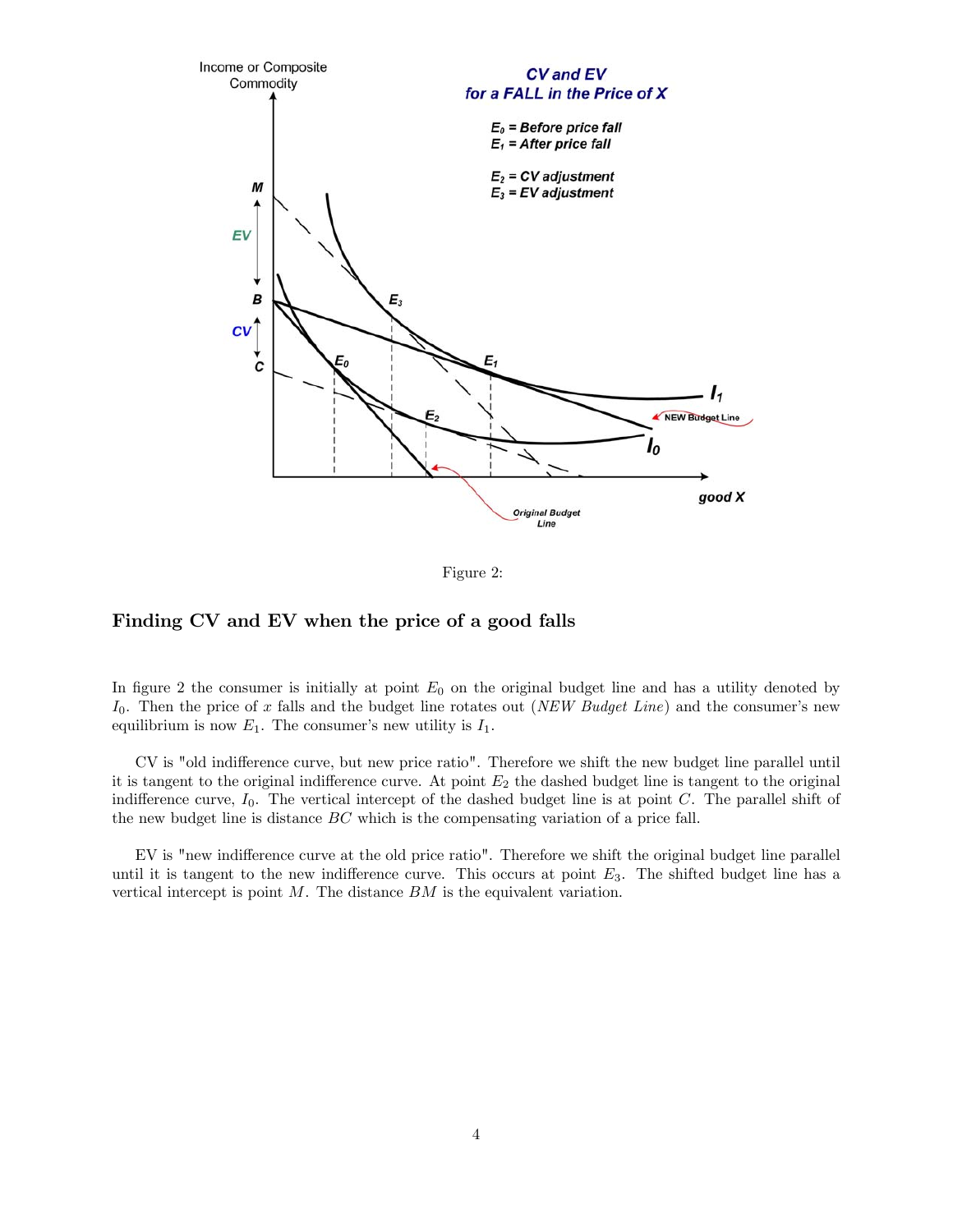Income or Composite Commodity

CV and EV for a FALL in the Price of X

$E_0$ = Before price fall
$E_1$ = After price fall

$E_2$ = CV adjustment
$E_3$ = EV adjustment

M

EV

B

CV

C

$E_3$

$E_0$

$E_1$

$E_2$

$I_1$

NEW Budget Line

$I_0$

good X

Original Budget Line

Figure 2:

## Finding CV and EV when the price of a good falls

In figure 2 the consumer is initially at point $E_0$ on the original budget line and has a utility denoted by $I_0$. Then the price of $x$ falls and the budget line rotates out (*NEW Budget Line*) and the consumer's new equilibrium is now $E_1$. The consumer's new utility is $I_1$.

CV is "old indifference curve, but new price ratio". Therefore we shift the new budget line parallel until it is tangent to the original indifference curve. At point $E_2$ the dashed budget line is tangent to the original indifference curve, $I_0$. The vertical intercept of the dashed budget line is at point $C$. The parallel shift of the new budget line is distance $BC$ which is the compensating variation of a price fall.

EV is "new indifference curve at the old price ratio". Therefore we shift the original budget line parallel until it is tangent to the new indifference curve. This occurs at point $E_3$. The shifted budget line has a vertical intercept is point $M$. The distance $BM$ is the equivalent variation.